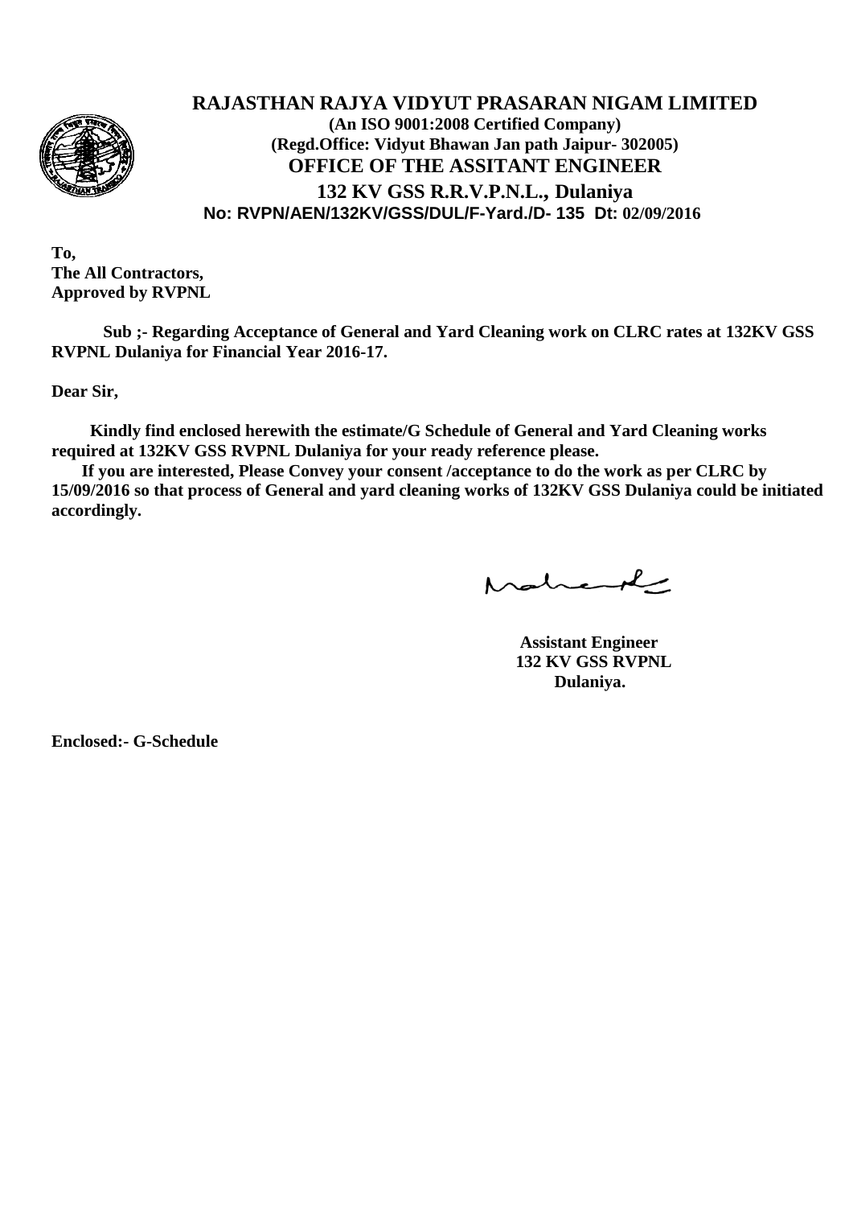# RAJASTHAN RAJYA VIDYUT PRASARAN NIGAM LIMITED

**(An ISO 9001:2008 Certified Company)**

**(Regd.Office: Vidyut Bhawan Jan path Jaipur- 302005)**

## OFFICE OF THE ASSITANT ENGINEER

## 132 KV GSS R.R.V.P.N.L., Dulaniya

**No: RVPN/AEN/132KV/GSS/DUL/F-Yard./D- 135 Dt: 02/09/2016**

**To,**
**The All Contractors,**
**Approved by RVPNL**

**Sub ;- Regarding Acceptance of General and Yard Cleaning work on CLRC rates at 132KV GSS RVPNL Dulaniya for Financial Year 2016-17.**

**Dear Sir,**

**Kindly find enclosed herewith the estimate/G Schedule of General and Yard Cleaning works required at 132KV GSS RVPNL Dulaniya for your ready reference please.**

**If you are interested, Please Convey your consent /acceptance to do the work as per CLRC by 15/09/2016 so that process of General and yard cleaning works of 132KV GSS Dulaniya could be initiated accordingly.**

**Assistant Engineer**
**132 KV GSS RVPNL**
**Dulaniya.**

**Enclosed:- G-Schedule**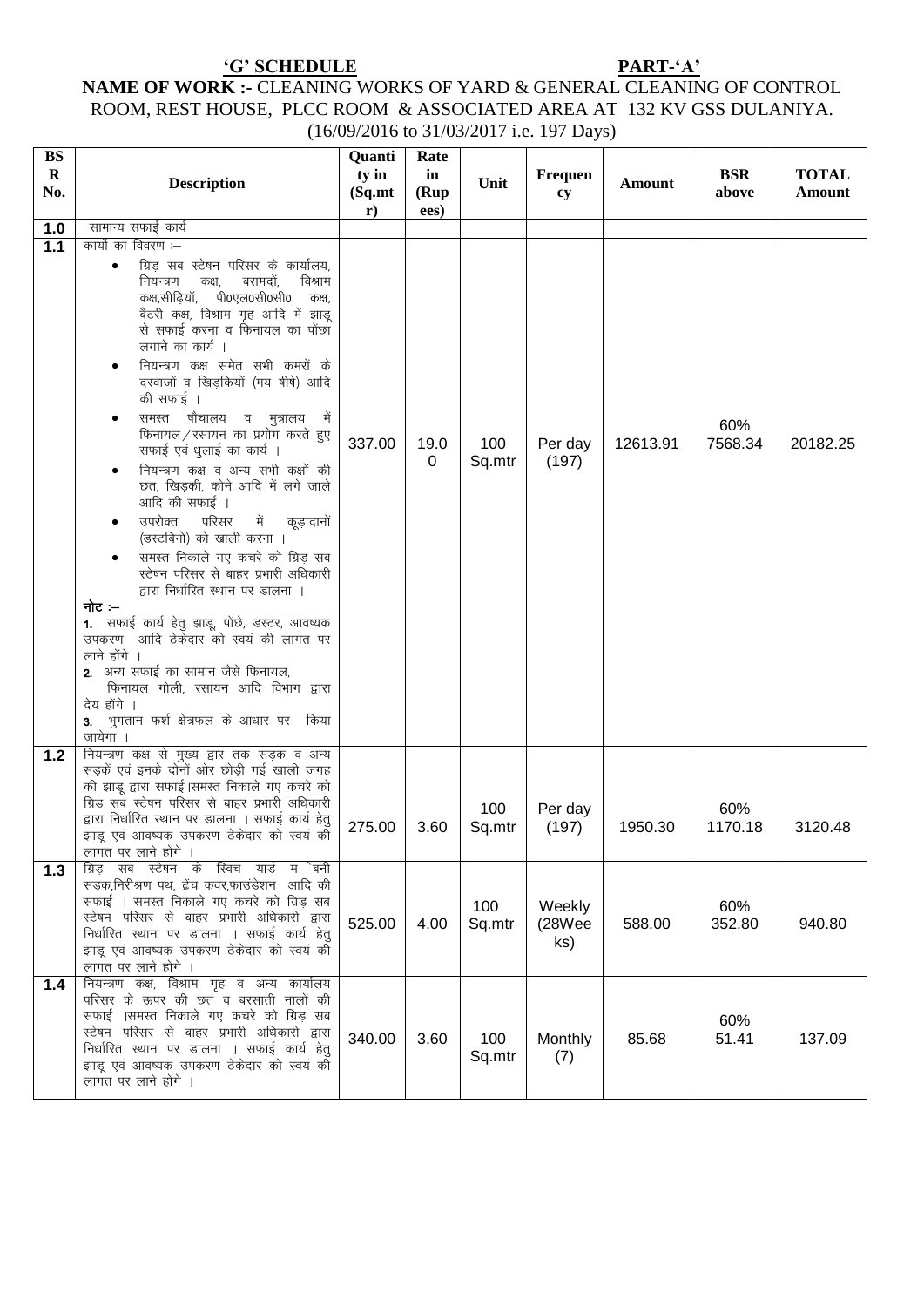**'G' SCHEDULE** **PART-'A'**

**NAME OF WORK :-** CLEANING WORKS OF YARD & GENERAL CLEANING OF CONTROL ROOM, REST HOUSE, PLCC ROOM & ASSOCIATED AREA AT 132 KV GSS DULANIYA.

(16/09/2016 to 31/03/2017 i.e. 197 Days)

| BSR No. | Description | Quantity in (Sq.mtr) | Rate in (Rupees) | Unit | Frequency | Amount | BSR above | TOTAL Amount |
|---|---|---|---|---|---|---|---|---|
| 1.0 | सामान्य सफाई कार्य | | | | | | | |
| 1.1 | कार्यो का विवरण :– <br>• ग्रिड़ सब स्टेषन परिसर के कार्यालय, नियन्त्रण कक्ष, बरामदों, विश्राम कक्ष,सीढ़ियॉं, पी0एल0सी0सी0 कक्ष, बैटरी कक्ष, विश्राम गृह आदि में झाड़ू से सफाई करना व फिनायल का पोंछा लगाने का कार्य ।<br>• नियन्त्रण कक्ष समेत सभी कमरों के दरवाजों व खिड़कियों (मय षीषे) आदि की सफाई ।<br>• समस्त षौचालय व मुत्रालय में फिनायल / रसायन का प्रयोग करते हुए सफाई एवं धुलाई का कार्य ।<br>• नियन्त्रण कक्ष व अन्य सभी कक्षों की छत, खिड़की, कोने आदि में लगे जाले आदि की सफाई ।<br>• उपरोक्त परिसर में कूड़ादानों (डस्टबिनों) को खाली करना ।<br>• समस्त निकाले गए कचरे को ग्रिड़ सब स्टेषन परिसर से बाहर प्रभारी अधिकारी द्वारा निर्धारित स्थान पर डालना ।<br>**नोट :–**<br>**1.** सफाई कार्य हेतु झाड़ू, पोंछे, डस्टर, आवष्यक उपकरण आदि ठेकेदार को स्वयं की लागत पर लाने होंगे ।<br>**2.** अन्य सफाई का सामान जैसे फिनायल, फिनायल गोली, रसायन आदि विभाग द्वारा देय होंगे ।<br>**3.** भुगतान फर्श क्षेत्रफल के आधार पर किया जायेगा । | 337.00 | 19.00 | 100 Sq.mtr | Per day (197) | 12613.91 | 60% 7568.34 | 20182.25 |
| 1.2 | नियन्त्रण कक्ष से मुख्य द्वार तक सड़क व अन्य सड़कें एवं इनके दोनों ओर छोड़ी गई खाली जगह की झाड़ू द्वारा सफाई ।समस्त निकाले गए कचरे को ग्रिड़ सब स्टेषन परिसर से बाहर प्रभारी अधिकारी द्वारा निर्धारित स्थान पर डालना । सफाई कार्य हेतु झाड़ू एवं आवष्यक उपकरण ठेकेदार को स्वयं की लागत पर लाने होंगे । | 275.00 | 3.60 | 100 Sq.mtr | Per day (197) | 1950.30 | 60% 1170.18 | 3120.48 |
| 1.3 | ग्रिड़ सब स्टेषन के स्विच यार्ड म`बनी सड़क,निरीक्षण पथ, ट्रंच कवर,फाउंडेशन आदि की सफाई । समस्त निकाले गए कचरे को ग्रिड़ सब स्टेषन परिसर से बाहर प्रभारी अधिकारी द्वारा निर्धारित स्थान पर डालना । सफाई कार्य हेतु झाड़ू एवं आवष्यक उपकरण ठेकेदार को स्वयं की लागत पर लाने होंगे । | 525.00 | 4.00 | 100 Sq.mtr | Weekly (28Weeks) | 588.00 | 60% 352.80 | 940.80 |
| 1.4 | नियन्त्रण कक्ष, विश्राम गृह व अन्य कार्यालय परिसर के ऊपर की छत व बरसाती नालों की सफाई ।समस्त निकाले गए कचरे को ग्रिड़ सब स्टेषन परिसर से बाहर प्रभारी अधिकारी द्वारा निर्धारित स्थान पर डालना । सफाई कार्य हेतु झाड़ू एवं आवष्यक उपकरण ठेकेदार को स्वयं की लागत पर लाने होंगे । | 340.00 | 3.60 | 100 Sq.mtr | Monthly (7) | 85.68 | 60% 51.41 | 137.09 |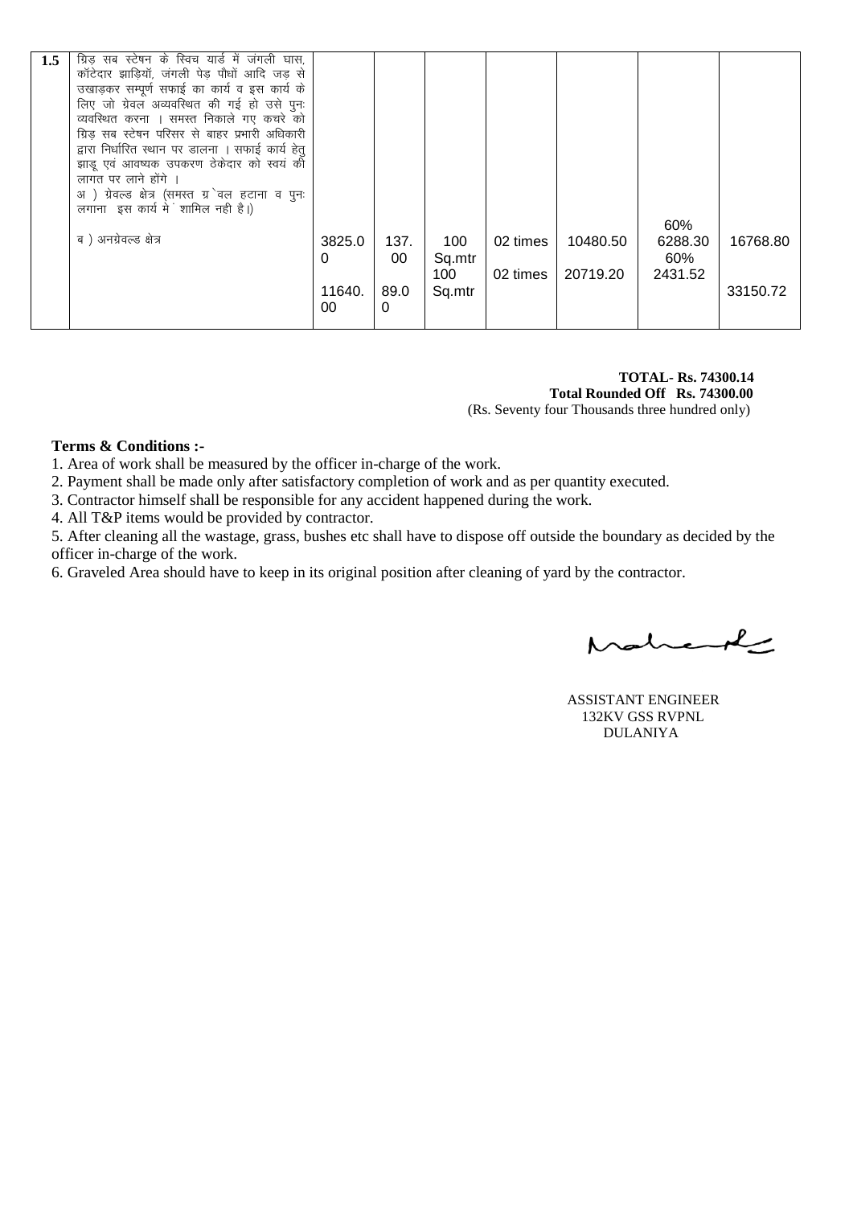| | | | | | | | | |
|---|---|---|---|---|---|---|---|---|
| **1.5** | ग्रिड़ सब स्टेषन के स्विच यार्ड में जंगली घास, कॉटेदार झाड़ियॉ, जंगली पेड़ पौधों आदि जड़ से उखाड़कर सम्पूर्ण सफाई का कार्य व इस कार्य के लिए जो ग्रेवल अव्यवस्थित की गई हो उसे पुनः व्यवस्थित करना । समस्त निकाले गए कचरे को ग्रिड़ सब स्टेषन परिसर से बाहर प्रभारी अधिकारी द्वारा निर्धारित स्थान पर डालना । सफाई कार्य हेतु झाडू एवं आवष्यक उपकरण ठेकेदार को स्वयं की लागत पर लाने होंगे ।<br>अ ) ग्रेवल्ड क्षेत्र (समस्त ग्रेवल हटाना व पुनः लगाना इस कार्य में शामिल नही है।)<br>ब ) अनग्रेवल्ड क्षेत्र | 3825.00<br>11640.00 | 137.00<br>89.00 | 100 Sq.mtr<br>100 Sq.mtr | 02 times<br>02 times | 10480.50<br>20719.20 | 60% 6288.30<br>60% 2431.52 | 16768.80<br>33150.72 |

**TOTAL- Rs. 74300.14**
**Total Rounded Off Rs. 74300.00**
(Rs. Seventy four Thousands three hundred only)

**Terms & Conditions :-**

1. Area of work shall be measured by the officer in-charge of the work.
2. Payment shall be made only after satisfactory completion of work and as per quantity executed.
3. Contractor himself shall be responsible for any accident happened during the work.
4. All T&P items would be provided by contractor.
5. After cleaning all the wastage, grass, bushes etc shall have to dispose off outside the boundary as decided by the officer in-charge of the work.
6. Graveled Area should have to keep in its original position after cleaning of yard by the contractor.

ASSISTANT ENGINEER
132KV GSS RVPNL
DULANIYA